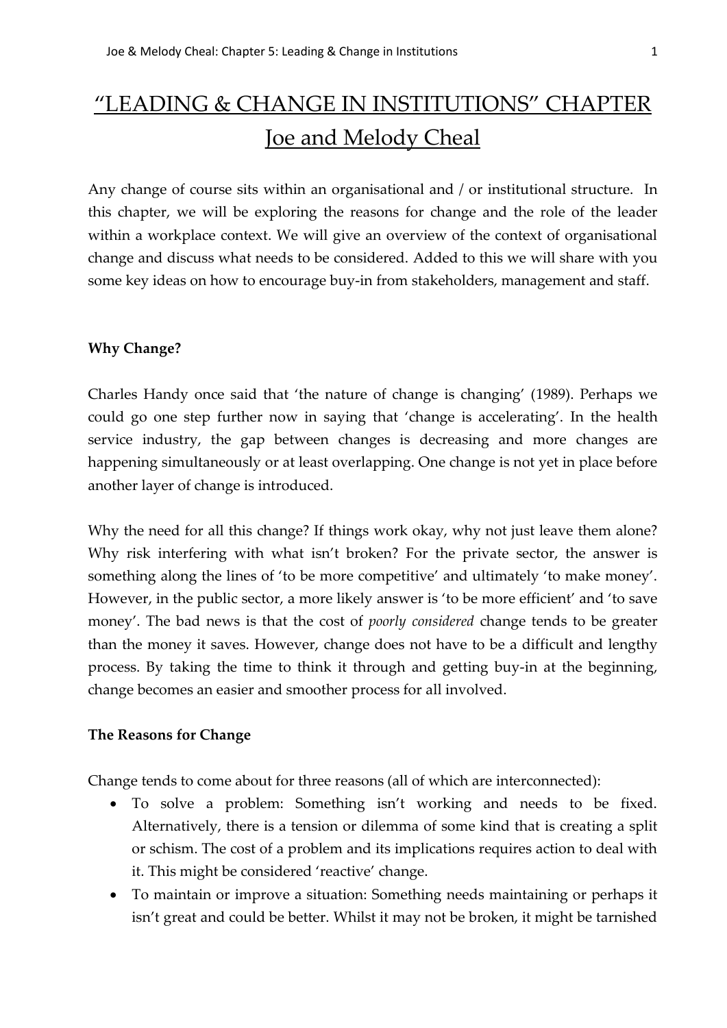# "LEADING & CHANGE IN INSTITUTIONS" CHAPTER
# Joe and Melody Cheal

Any change of course sits within an organisational and / or institutional structure. In this chapter, we will be exploring the reasons for change and the role of the leader within a workplace context. We will give an overview of the context of organisational change and discuss what needs to be considered. Added to this we will share with you some key ideas on how to encourage buy-in from stakeholders, management and staff.

**Why Change?**

Charles Handy once said that 'the nature of change is changing' (1989). Perhaps we could go one step further now in saying that 'change is accelerating'. In the health service industry, the gap between changes is decreasing and more changes are happening simultaneously or at least overlapping. One change is not yet in place before another layer of change is introduced.

Why the need for all this change? If things work okay, why not just leave them alone? Why risk interfering with what isn't broken? For the private sector, the answer is something along the lines of 'to be more competitive' and ultimately 'to make money'. However, in the public sector, a more likely answer is 'to be more efficient' and 'to save money'. The bad news is that the cost of *poorly considered* change tends to be greater than the money it saves. However, change does not have to be a difficult and lengthy process. By taking the time to think it through and getting buy-in at the beginning, change becomes an easier and smoother process for all involved.

**The Reasons for Change**

Change tends to come about for three reasons (all of which are interconnected):

- To solve a problem: Something isn't working and needs to be fixed. Alternatively, there is a tension or dilemma of some kind that is creating a split or schism. The cost of a problem and its implications requires action to deal with it. This might be considered 'reactive' change.
- To maintain or improve a situation: Something needs maintaining or perhaps it isn't great and could be better. Whilst it may not be broken, it might be tarnished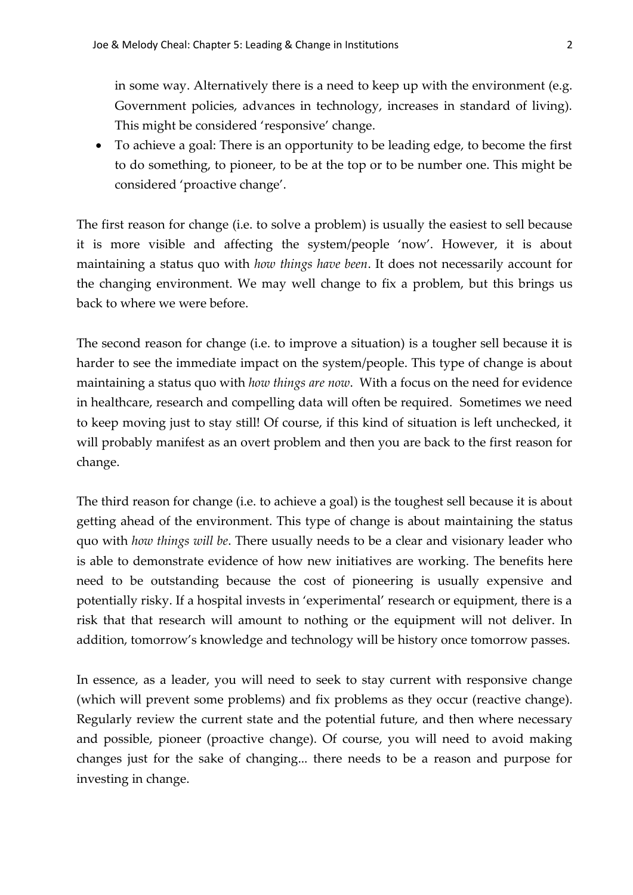in some way. Alternatively there is a need to keep up with the environment (e.g. Government policies, advances in technology, increases in standard of living). This might be considered 'responsive' change.

- To achieve a goal: There is an opportunity to be leading edge, to become the first to do something, to pioneer, to be at the top or to be number one. This might be considered 'proactive change'.

The first reason for change (i.e. to solve a problem) is usually the easiest to sell because it is more visible and affecting the system/people 'now'. However, it is about maintaining a status quo with *how things have been*. It does not necessarily account for the changing environment. We may well change to fix a problem, but this brings us back to where we were before.

The second reason for change (i.e. to improve a situation) is a tougher sell because it is harder to see the immediate impact on the system/people. This type of change is about maintaining a status quo with *how things are now*. With a focus on the need for evidence in healthcare, research and compelling data will often be required. Sometimes we need to keep moving just to stay still! Of course, if this kind of situation is left unchecked, it will probably manifest as an overt problem and then you are back to the first reason for change.

The third reason for change (i.e. to achieve a goal) is the toughest sell because it is about getting ahead of the environment. This type of change is about maintaining the status quo with *how things will be*. There usually needs to be a clear and visionary leader who is able to demonstrate evidence of how new initiatives are working. The benefits here need to be outstanding because the cost of pioneering is usually expensive and potentially risky. If a hospital invests in 'experimental' research or equipment, there is a risk that that research will amount to nothing or the equipment will not deliver. In addition, tomorrow's knowledge and technology will be history once tomorrow passes.

In essence, as a leader, you will need to seek to stay current with responsive change (which will prevent some problems) and fix problems as they occur (reactive change). Regularly review the current state and the potential future, and then where necessary and possible, pioneer (proactive change). Of course, you will need to avoid making changes just for the sake of changing... there needs to be a reason and purpose for investing in change.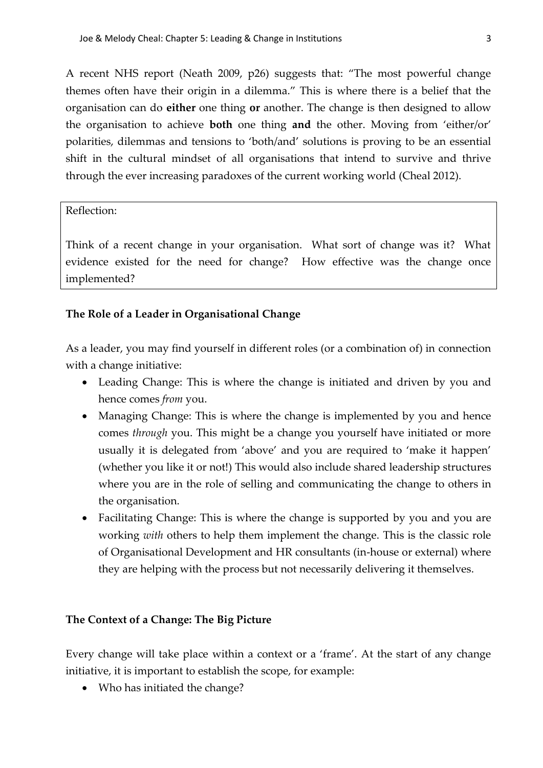A recent NHS report (Neath 2009, p26) suggests that: "The most powerful change themes often have their origin in a dilemma." This is where there is a belief that the organisation can do **either** one thing **or** another. The change is then designed to allow the organisation to achieve **both** one thing **and** the other. Moving from 'either/or' polarities, dilemmas and tensions to 'both/and' solutions is proving to be an essential shift in the cultural mindset of all organisations that intend to survive and thrive through the ever increasing paradoxes of the current working world (Cheal 2012).

> Reflection:
>
> Think of a recent change in your organisation. What sort of change was it? What evidence existed for the need for change? How effective was the change once implemented?

**The Role of a Leader in Organisational Change**

As a leader, you may find yourself in different roles (or a combination of) in connection with a change initiative:

- Leading Change: This is where the change is initiated and driven by you and hence comes *from* you.
- Managing Change: This is where the change is implemented by you and hence comes *through* you. This might be a change you yourself have initiated or more usually it is delegated from 'above' and you are required to 'make it happen' (whether you like it or not!) This would also include shared leadership structures where you are in the role of selling and communicating the change to others in the organisation.
- Facilitating Change: This is where the change is supported by you and you are working *with* others to help them implement the change. This is the classic role of Organisational Development and HR consultants (in-house or external) where they are helping with the process but not necessarily delivering it themselves.

**The Context of a Change: The Big Picture**

Every change will take place within a context or a 'frame'. At the start of any change initiative, it is important to establish the scope, for example:

- Who has initiated the change?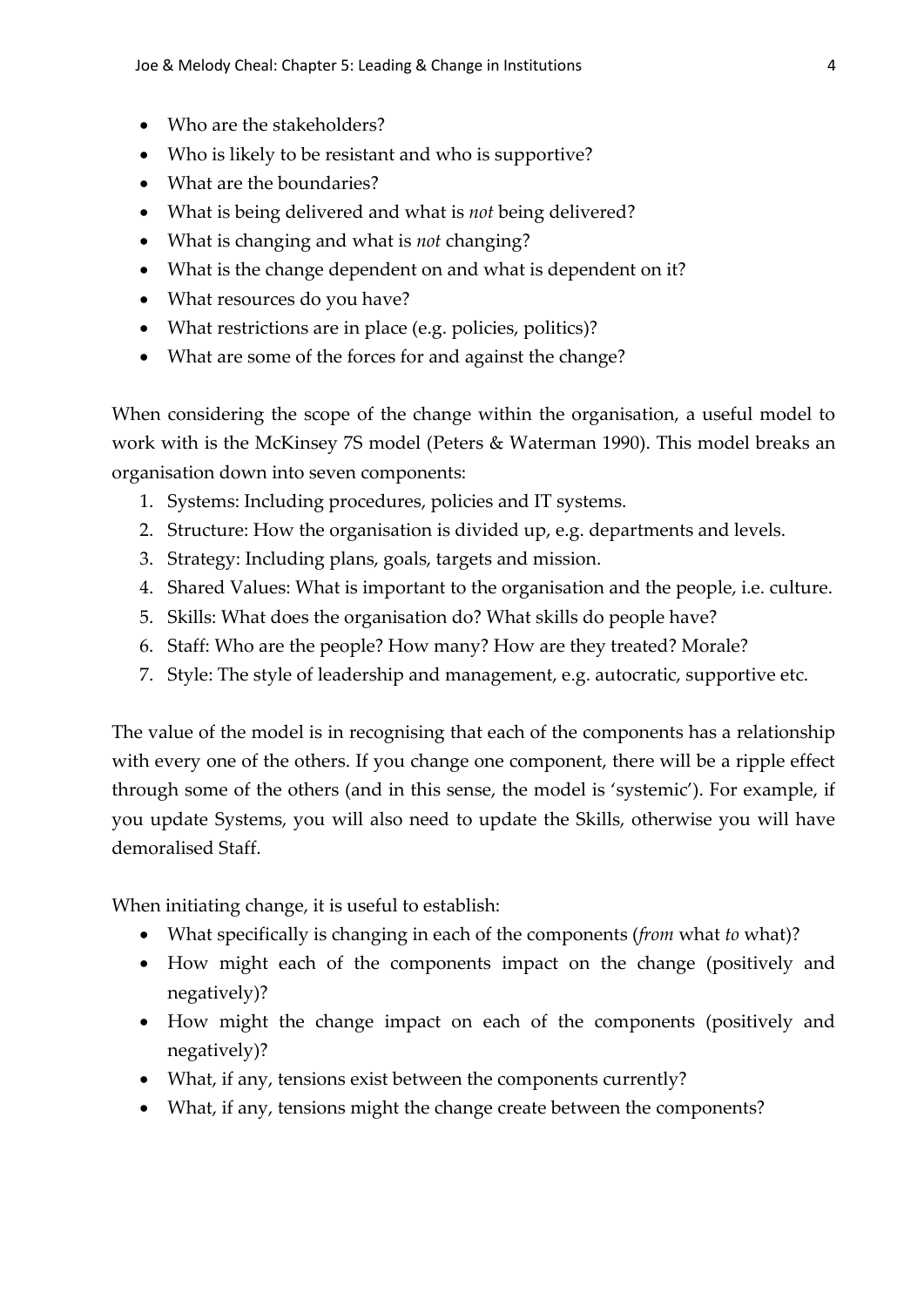- Who are the stakeholders?
- Who is likely to be resistant and who is supportive?
- What are the boundaries?
- What is being delivered and what is *not* being delivered?
- What is changing and what is *not* changing?
- What is the change dependent on and what is dependent on it?
- What resources do you have?
- What restrictions are in place (e.g. policies, politics)?
- What are some of the forces for and against the change?

When considering the scope of the change within the organisation, a useful model to work with is the McKinsey 7S model (Peters & Waterman 1990). This model breaks an organisation down into seven components:

1. Systems: Including procedures, policies and IT systems.
2. Structure: How the organisation is divided up, e.g. departments and levels.
3. Strategy: Including plans, goals, targets and mission.
4. Shared Values: What is important to the organisation and the people, i.e. culture.
5. Skills: What does the organisation do? What skills do people have?
6. Staff: Who are the people? How many? How are they treated? Morale?
7. Style: The style of leadership and management, e.g. autocratic, supportive etc.

The value of the model is in recognising that each of the components has a relationship with every one of the others. If you change one component, there will be a ripple effect through some of the others (and in this sense, the model is 'systemic'). For example, if you update Systems, you will also need to update the Skills, otherwise you will have demoralised Staff.

When initiating change, it is useful to establish:

- What specifically is changing in each of the components (*from* what *to* what)?
- How might each of the components impact on the change (positively and negatively)?
- How might the change impact on each of the components (positively and negatively)?
- What, if any, tensions exist between the components currently?
- What, if any, tensions might the change create between the components?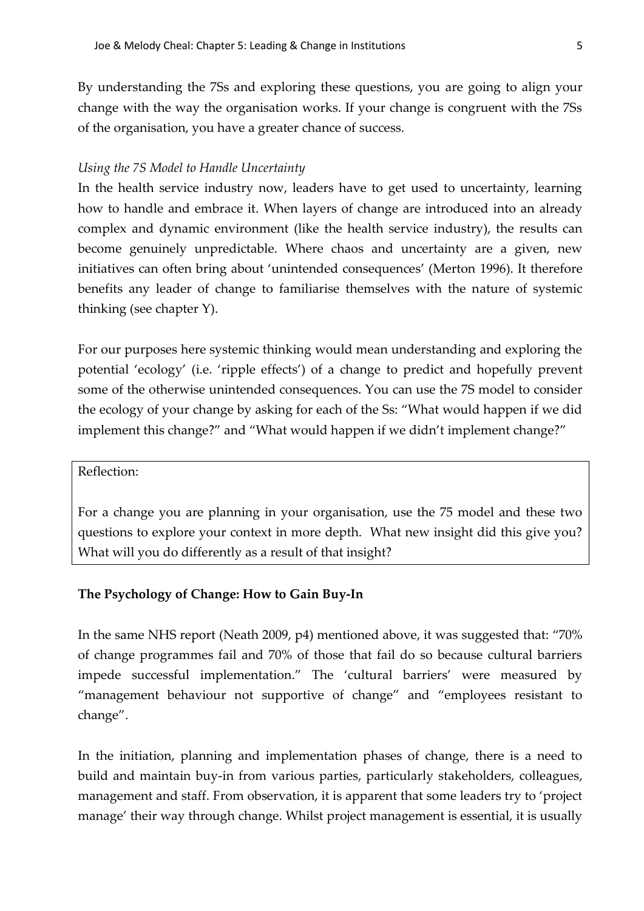By understanding the 7Ss and exploring these questions, you are going to align your change with the way the organisation works. If your change is congruent with the 7Ss of the organisation, you have a greater chance of success.

*Using the 7S Model to Handle Uncertainty*

In the health service industry now, leaders have to get used to uncertainty, learning how to handle and embrace it. When layers of change are introduced into an already complex and dynamic environment (like the health service industry), the results can become genuinely unpredictable. Where chaos and uncertainty are a given, new initiatives can often bring about 'unintended consequences' (Merton 1996). It therefore benefits any leader of change to familiarise themselves with the nature of systemic thinking (see chapter Y).

For our purposes here systemic thinking would mean understanding and exploring the potential 'ecology' (i.e. 'ripple effects') of a change to predict and hopefully prevent some of the otherwise unintended consequences. You can use the 7S model to consider the ecology of your change by asking for each of the Ss: "What would happen if we did implement this change?" and "What would happen if we didn't implement change?"

> Reflection:
>
> For a change you are planning in your organisation, use the 75 model and these two questions to explore your context in more depth. What new insight did this give you? What will you do differently as a result of that insight?

**The Psychology of Change: How to Gain Buy-In**

In the same NHS report (Neath 2009, p4) mentioned above, it was suggested that: "70% of change programmes fail and 70% of those that fail do so because cultural barriers impede successful implementation." The 'cultural barriers' were measured by "management behaviour not supportive of change" and "employees resistant to change".

In the initiation, planning and implementation phases of change, there is a need to build and maintain buy-in from various parties, particularly stakeholders, colleagues, management and staff. From observation, it is apparent that some leaders try to 'project manage' their way through change. Whilst project management is essential, it is usually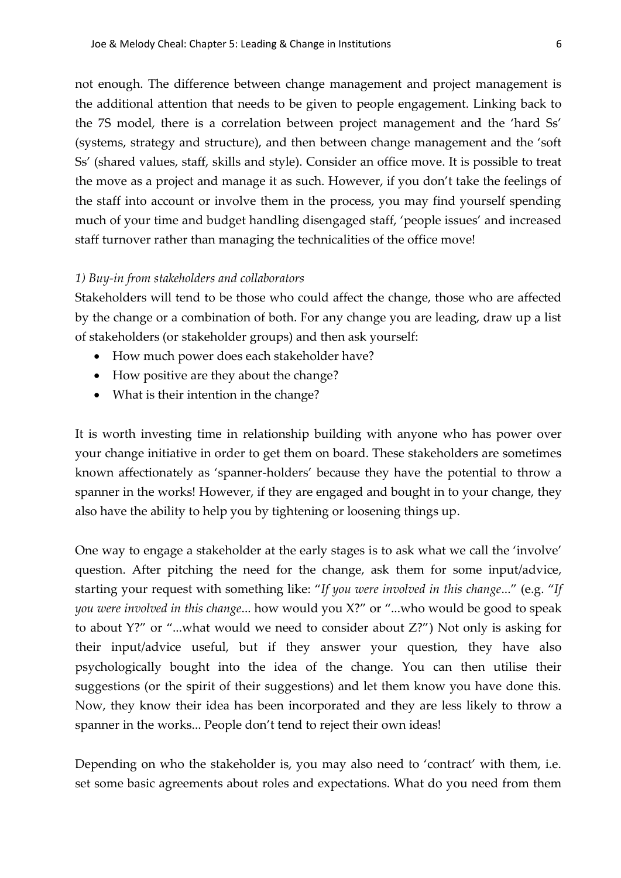not enough. The difference between change management and project management is the additional attention that needs to be given to people engagement. Linking back to the 7S model, there is a correlation between project management and the 'hard Ss' (systems, strategy and structure), and then between change management and the 'soft Ss' (shared values, staff, skills and style). Consider an office move. It is possible to treat the move as a project and manage it as such. However, if you don't take the feelings of the staff into account or involve them in the process, you may find yourself spending much of your time and budget handling disengaged staff, 'people issues' and increased staff turnover rather than managing the technicalities of the office move!

*1) Buy-in from stakeholders and collaborators*

Stakeholders will tend to be those who could affect the change, those who are affected by the change or a combination of both. For any change you are leading, draw up a list of stakeholders (or stakeholder groups) and then ask yourself:

- How much power does each stakeholder have?
- How positive are they about the change?
- What is their intention in the change?

It is worth investing time in relationship building with anyone who has power over your change initiative in order to get them on board. These stakeholders are sometimes known affectionately as 'spanner-holders' because they have the potential to throw a spanner in the works! However, if they are engaged and bought in to your change, they also have the ability to help you by tightening or loosening things up.

One way to engage a stakeholder at the early stages is to ask what we call the 'involve' question. After pitching the need for the change, ask them for some input/advice, starting your request with something like: "*If you were involved in this change*..." (e.g. "*If you were involved in this change*... how would you X?" or "...who would be good to speak to about Y?" or "...what would we need to consider about Z?") Not only is asking for their input/advice useful, but if they answer your question, they have also psychologically bought into the idea of the change. You can then utilise their suggestions (or the spirit of their suggestions) and let them know you have done this. Now, they know their idea has been incorporated and they are less likely to throw a spanner in the works... People don't tend to reject their own ideas!

Depending on who the stakeholder is, you may also need to 'contract' with them, i.e. set some basic agreements about roles and expectations. What do you need from them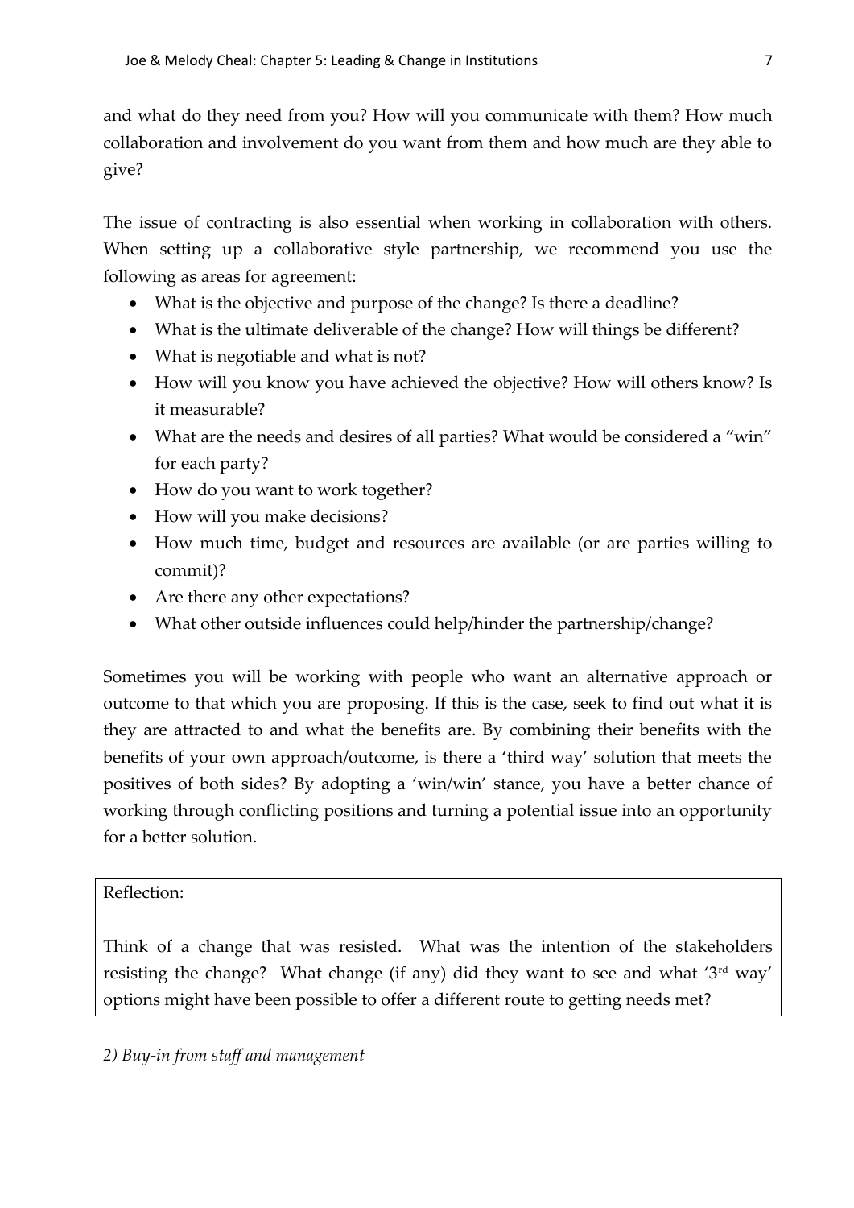and what do they need from you? How will you communicate with them? How much collaboration and involvement do you want from them and how much are they able to give?

The issue of contracting is also essential when working in collaboration with others. When setting up a collaborative style partnership, we recommend you use the following as areas for agreement:

- What is the objective and purpose of the change? Is there a deadline?
- What is the ultimate deliverable of the change? How will things be different?
- What is negotiable and what is not?
- How will you know you have achieved the objective? How will others know? Is it measurable?
- What are the needs and desires of all parties? What would be considered a "win" for each party?
- How do you want to work together?
- How will you make decisions?
- How much time, budget and resources are available (or are parties willing to commit)?
- Are there any other expectations?
- What other outside influences could help/hinder the partnership/change?

Sometimes you will be working with people who want an alternative approach or outcome to that which you are proposing. If this is the case, seek to find out what it is they are attracted to and what the benefits are. By combining their benefits with the benefits of your own approach/outcome, is there a 'third way' solution that meets the positives of both sides? By adopting a 'win/win' stance, you have a better chance of working through conflicting positions and turning a potential issue into an opportunity for a better solution.

> Reflection:
>
> Think of a change that was resisted. What was the intention of the stakeholders resisting the change? What change (if any) did they want to see and what '3rd way' options might have been possible to offer a different route to getting needs met?

*2) Buy-in from staff and management*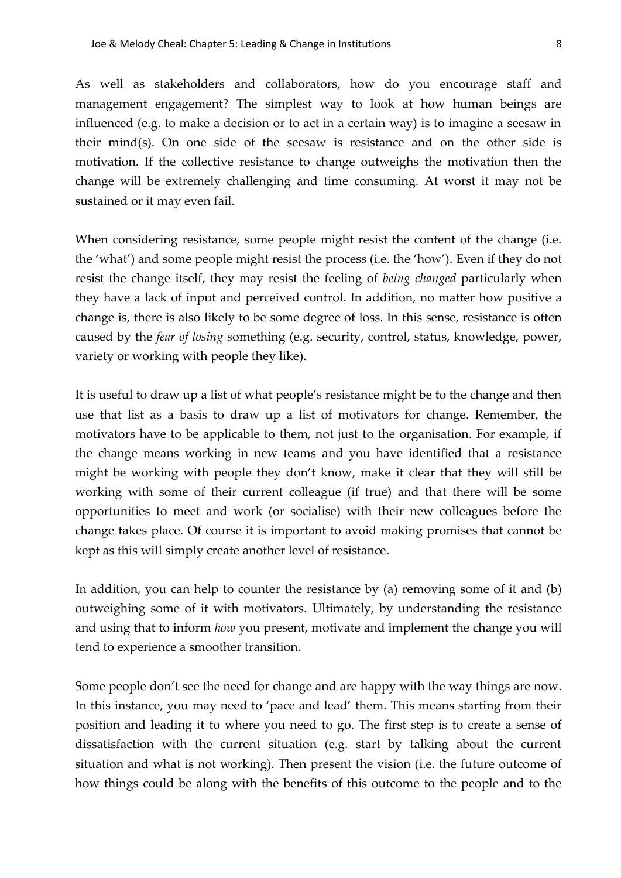As well as stakeholders and collaborators, how do you encourage staff and management engagement? The simplest way to look at how human beings are influenced (e.g. to make a decision or to act in a certain way) is to imagine a seesaw in their mind(s). On one side of the seesaw is resistance and on the other side is motivation. If the collective resistance to change outweighs the motivation then the change will be extremely challenging and time consuming. At worst it may not be sustained or it may even fail.

When considering resistance, some people might resist the content of the change (i.e. the 'what') and some people might resist the process (i.e. the 'how'). Even if they do not resist the change itself, they may resist the feeling of *being changed* particularly when they have a lack of input and perceived control. In addition, no matter how positive a change is, there is also likely to be some degree of loss. In this sense, resistance is often caused by the *fear of losing* something (e.g. security, control, status, knowledge, power, variety or working with people they like).

It is useful to draw up a list of what people's resistance might be to the change and then use that list as a basis to draw up a list of motivators for change. Remember, the motivators have to be applicable to them, not just to the organisation. For example, if the change means working in new teams and you have identified that a resistance might be working with people they don't know, make it clear that they will still be working with some of their current colleague (if true) and that there will be some opportunities to meet and work (or socialise) with their new colleagues before the change takes place. Of course it is important to avoid making promises that cannot be kept as this will simply create another level of resistance.

In addition, you can help to counter the resistance by (a) removing some of it and (b) outweighing some of it with motivators. Ultimately, by understanding the resistance and using that to inform *how* you present, motivate and implement the change you will tend to experience a smoother transition.

Some people don't see the need for change and are happy with the way things are now. In this instance, you may need to 'pace and lead' them. This means starting from their position and leading it to where you need to go. The first step is to create a sense of dissatisfaction with the current situation (e.g. start by talking about the current situation and what is not working). Then present the vision (i.e. the future outcome of how things could be along with the benefits of this outcome to the people and to the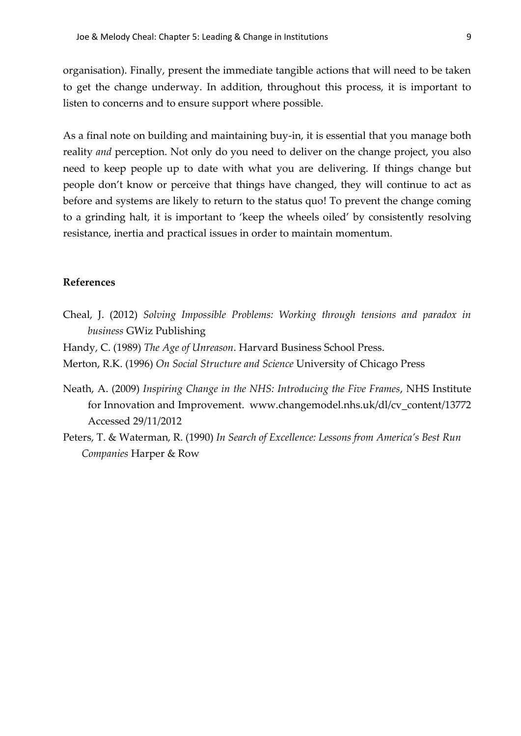organisation). Finally, present the immediate tangible actions that will need to be taken to get the change underway. In addition, throughout this process, it is important to listen to concerns and to ensure support where possible.

As a final note on building and maintaining buy-in, it is essential that you manage both reality *and* perception. Not only do you need to deliver on the change project, you also need to keep people up to date with what you are delivering. If things change but people don't know or perceive that things have changed, they will continue to act as before and systems are likely to return to the status quo! To prevent the change coming to a grinding halt, it is important to 'keep the wheels oiled' by consistently resolving resistance, inertia and practical issues in order to maintain momentum.

**References**

Cheal, J. (2012) *Solving Impossible Problems: Working through tensions and paradox in business* GWiz Publishing

Handy, C. (1989) *The Age of Unreason*. Harvard Business School Press.

Merton, R.K. (1996) *On Social Structure and Science* University of Chicago Press

Neath, A. (2009) *Inspiring Change in the NHS: Introducing the Five Frames*, NHS Institute for Innovation and Improvement. www.changemodel.nhs.uk/dl/cv_content/13772 Accessed 29/11/2012

Peters, T. & Waterman, R. (1990) *In Search of Excellence: Lessons from America's Best Run Companies* Harper & Row